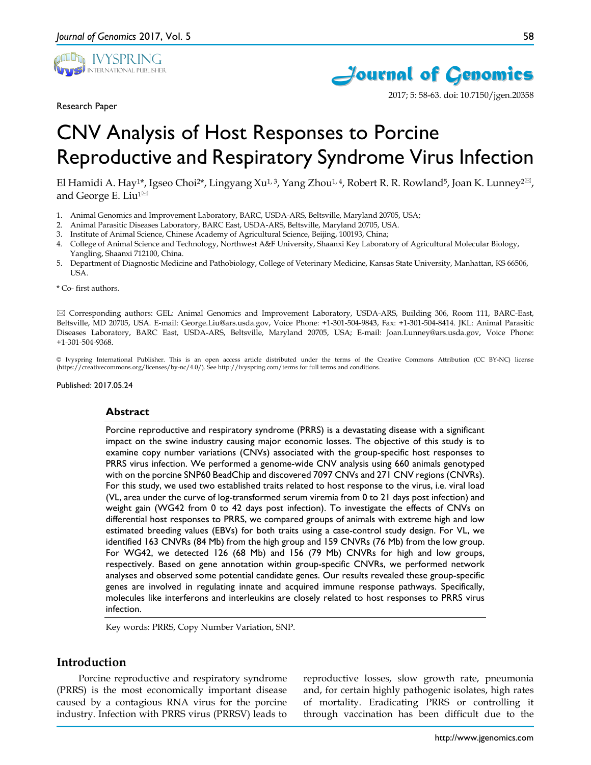Research Paper

# CNV Analysis of Host Responses to Porcine Reproductive and Respiratory Syndrome Virus Infection

El Hamidi A. Hay[1]*, Igseo Choi[2]*, Lingyang Xu[1, 3], Yang Zhou[1, 4], Robert R. R. Rowland[5], Joan K. Lunney[2]✉, and George E. Liu[1]✉

1. Animal Genomics and Improvement Laboratory, BARC, USDA-ARS, Beltsville, Maryland 20705, USA;
2. Animal Parasitic Diseases Laboratory, BARC East, USDA-ARS, Beltsville, Maryland 20705, USA.
3. Institute of Animal Science, Chinese Academy of Agricultural Science, Beijing, 100193, China;
4. College of Animal Science and Technology, Northwest A&F University, Shaanxi Key Laboratory of Agricultural Molecular Biology, Yangling, Shaanxi 712100, China.
5. Department of Diagnostic Medicine and Pathobiology, College of Veterinary Medicine, Kansas State University, Manhattan, KS 66506, USA.

* Co- first authors.

✉ Corresponding authors: GEL: Animal Genomics and Improvement Laboratory, USDA-ARS, Building 306, Room 111, BARC-East, Beltsville, MD 20705, USA. E-mail: George.Liu@ars.usda.gov, Voice Phone: +1-301-504-9843, Fax: +1-301-504-8414. JKL: Animal Parasitic Diseases Laboratory, BARC East, USDA-ARS, Beltsville, Maryland 20705, USA; E-mail: Joan.Lunney@ars.usda.gov, Voice Phone: +1-301-504-9368.

© Ivyspring International Publisher. This is an open access article distributed under the terms of the Creative Commons Attribution (CC BY-NC) license (https://creativecommons.org/licenses/by-nc/4.0/). See http://ivyspring.com/terms for full terms and conditions.

Published: 2017.05.24

## Abstract

Porcine reproductive and respiratory syndrome (PRRS) is a devastating disease with a significant impact on the swine industry causing major economic losses. The objective of this study is to examine copy number variations (CNVs) associated with the group-specific host responses to PRRS virus infection. We performed a genome-wide CNV analysis using 660 animals genotyped with on the porcine SNP60 BeadChip and discovered 7097 CNVs and 271 CNV regions (CNVRs). For this study, we used two established traits related to host response to the virus, i.e. viral load (VL, area under the curve of log-transformed serum viremia from 0 to 21 days post infection) and weight gain (WG42 from 0 to 42 days post infection). To investigate the effects of CNVs on differential host responses to PRRS, we compared groups of animals with extreme high and low estimated breeding values (EBVs) for both traits using a case-control study design. For VL, we identified 163 CNVRs (84 Mb) from the high group and 159 CNVRs (76 Mb) from the low group. For WG42, we detected 126 (68 Mb) and 156 (79 Mb) CNVRs for high and low groups, respectively. Based on gene annotation within group-specific CNVRs, we performed network analyses and observed some potential candidate genes. Our results revealed these group-specific genes are involved in regulating innate and acquired immune response pathways. Specifically, molecules like interferons and interleukins are closely related to host responses to PRRS virus infection.

Key words: PRRS, Copy Number Variation, SNP.

## Introduction

Porcine reproductive and respiratory syndrome (PRRS) is the most economically important disease caused by a contagious RNA virus for the porcine industry. Infection with PRRS virus (PRRSV) leads to reproductive losses, slow growth rate, pneumonia and, for certain highly pathogenic isolates, high rates of mortality. Eradicating PRRS or controlling it through vaccination has been difficult due to the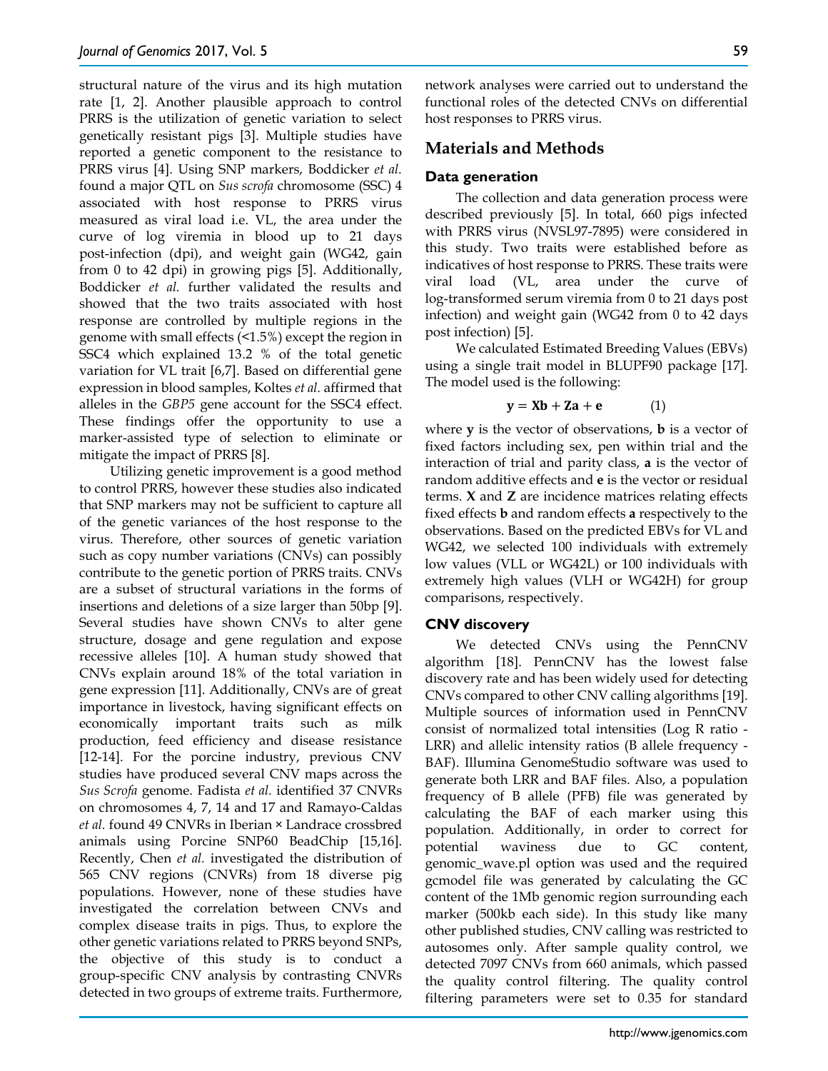structural nature of the virus and its high mutation rate [1, 2]. Another plausible approach to control PRRS is the utilization of genetic variation to select genetically resistant pigs [3]. Multiple studies have reported a genetic component to the resistance to PRRS virus [4]. Using SNP markers, Boddicker *et al.* found a major QTL on *Sus scrofa* chromosome (SSC) 4 associated with host response to PRRS virus measured as viral load i.e. VL, the area under the curve of log viremia in blood up to 21 days post-infection (dpi), and weight gain (WG42, gain from 0 to 42 dpi) in growing pigs [5]. Additionally, Boddicker *et al.* further validated the results and showed that the two traits associated with host response are controlled by multiple regions in the genome with small effects (<1.5%) except the region in SSC4 which explained 13.2 % of the total genetic variation for VL trait [6,7]. Based on differential gene expression in blood samples, Koltes *et al.* affirmed that alleles in the *GBP5* gene account for the SSC4 effect. These findings offer the opportunity to use a marker-assisted type of selection to eliminate or mitigate the impact of PRRS [8].

Utilizing genetic improvement is a good method to control PRRS, however these studies also indicated that SNP markers may not be sufficient to capture all of the genetic variances of the host response to the virus. Therefore, other sources of genetic variation such as copy number variations (CNVs) can possibly contribute to the genetic portion of PRRS traits. CNVs are a subset of structural variations in the forms of insertions and deletions of a size larger than 50bp [9]. Several studies have shown CNVs to alter gene structure, dosage and gene regulation and expose recessive alleles [10]. A human study showed that CNVs explain around 18% of the total variation in gene expression [11]. Additionally, CNVs are of great importance in livestock, having significant effects on economically important traits such as milk production, feed efficiency and disease resistance [12-14]. For the porcine industry, previous CNV studies have produced several CNV maps across the *Sus Scrofa* genome. Fadista *et al.* identified 37 CNVRs on chromosomes 4, 7, 14 and 17 and Ramayo-Caldas *et al.* found 49 CNVRs in Iberian × Landrace crossbred animals using Porcine SNP60 BeadChip [15,16]. Recently, Chen *et al.* investigated the distribution of 565 CNV regions (CNVRs) from 18 diverse pig populations. However, none of these studies have investigated the correlation between CNVs and complex disease traits in pigs. Thus, to explore the other genetic variations related to PRRS beyond SNPs, the objective of this study is to conduct a group-specific CNV analysis by contrasting CNVRs detected in two groups of extreme traits. Furthermore, network analyses were carried out to understand the functional roles of the detected CNVs on differential host responses to PRRS virus.

## Materials and Methods

### Data generation

The collection and data generation process were described previously [5]. In total, 660 pigs infected with PRRS virus (NVSL97-7895) were considered in this study. Two traits were established before as indicatives of host response to PRRS. These traits were viral load (VL, area under the curve of log-transformed serum viremia from 0 to 21 days post infection) and weight gain (WG42 from 0 to 42 days post infection) [5].

We calculated Estimated Breeding Values (EBVs) using a single trait model in BLUPF90 package [17]. The model used is the following:

$$\mathbf{y} = \mathbf{X}\mathbf{b} + \mathbf{Z}\mathbf{a} + \mathbf{e} \qquad (1)$$

where $\mathbf{y}$ is the vector of observations, $\mathbf{b}$ is a vector of fixed factors including sex, pen within trial and the interaction of trial and parity class, $\mathbf{a}$ is the vector of random additive effects and $\mathbf{e}$ is the vector or residual terms. $\mathbf{X}$ and $\mathbf{Z}$ are incidence matrices relating effects fixed effects $\mathbf{b}$ and random effects $\mathbf{a}$ respectively to the observations. Based on the predicted EBVs for VL and WG42, we selected 100 individuals with extremely low values (VLL or WG42L) or 100 individuals with extremely high values (VLH or WG42H) for group comparisons, respectively.

### CNV discovery

We detected CNVs using the PennCNV algorithm [18]. PennCNV has the lowest false discovery rate and has been widely used for detecting CNVs compared to other CNV calling algorithms [19]. Multiple sources of information used in PennCNV consist of normalized total intensities (Log R ratio - LRR) and allelic intensity ratios (B allele frequency - BAF). Illumina GenomeStudio software was used to generate both LRR and BAF files. Also, a population frequency of B allele (PFB) file was generated by calculating the BAF of each marker using this population. Additionally, in order to correct for potential waviness due to GC content, genomic_wave.pl option was used and the required gcmodel file was generated by calculating the GC content of the 1Mb genomic region surrounding each marker (500kb each side). In this study like many other published studies, CNV calling was restricted to autosomes only. After sample quality control, we detected 7097 CNVs from 660 animals, which passed the quality control filtering. The quality control filtering parameters were set to 0.35 for standard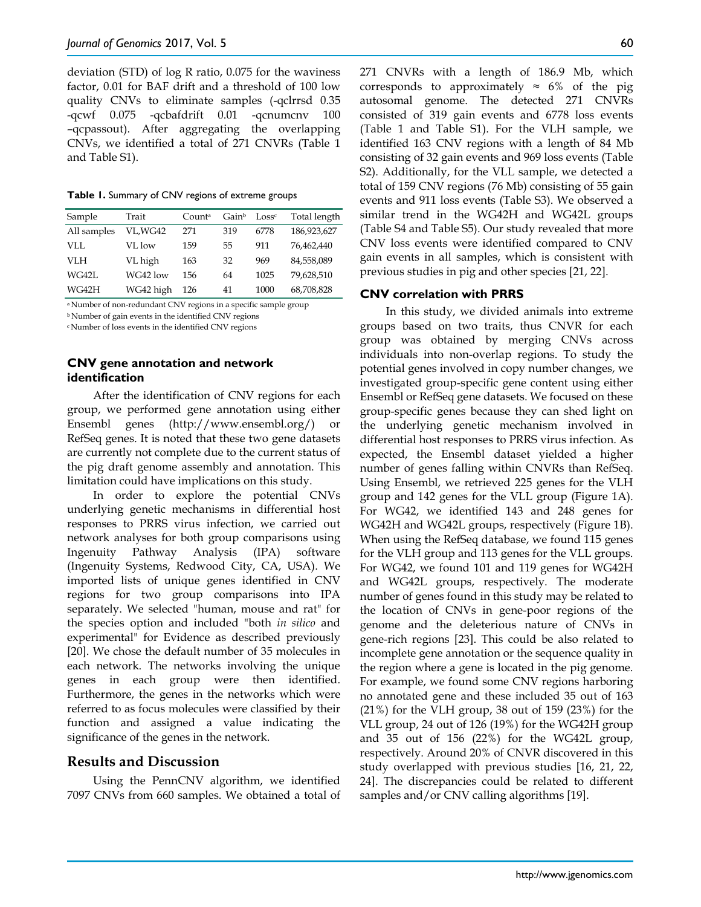deviation (STD) of log R ratio, 0.075 for the waviness factor, 0.01 for BAF drift and a threshold of 100 low quality CNVs to eliminate samples (-qclrrsd 0.35 -qcwf 0.075 -qcbafdrift 0.01 -qcnumcnv 100 –qcpassout). After aggregating the overlapping CNVs, we identified a total of 271 CNVRs (Table 1 and Table S1).

**Table 1.** Summary of CNV regions of extreme groups

| Sample | Trait | Count[a] | Gain[b] | Loss[c] | Total length |
|---|---|---|---|---|---|
| All samples | VL,WG42 | 271 | 319 | 6778 | 186,923,627 |
| VLL | VL low | 159 | 55 | 911 | 76,462,440 |
| VLH | VL high | 163 | 32 | 969 | 84,558,089 |
| WG42L | WG42 low | 156 | 64 | 1025 | 79,628,510 |
| WG42H | WG42 high | 126 | 41 | 1000 | 68,708,828 |

[a] Number of non-redundant CNV regions in a specific sample group
[b] Number of gain events in the identified CNV regions
[c] Number of loss events in the identified CNV regions

### CNV gene annotation and network identification

After the identification of CNV regions for each group, we performed gene annotation using either Ensembl genes (http://www.ensembl.org/) or RefSeq genes. It is noted that these two gene datasets are currently not complete due to the current status of the pig draft genome assembly and annotation. This limitation could have implications on this study.

In order to explore the potential CNVs underlying genetic mechanisms in differential host responses to PRRS virus infection, we carried out network analyses for both group comparisons using Ingenuity Pathway Analysis (IPA) software (Ingenuity Systems, Redwood City, CA, USA). We imported lists of unique genes identified in CNV regions for two group comparisons into IPA separately. We selected "human, mouse and rat" for the species option and included "both *in silico* and experimental" for Evidence as described previously [20]. We chose the default number of 35 molecules in each network. The networks involving the unique genes in each group were then identified. Furthermore, the genes in the networks which were referred to as focus molecules were classified by their function and assigned a value indicating the significance of the genes in the network.

## Results and Discussion

Using the PennCNV algorithm, we identified 7097 CNVs from 660 samples. We obtained a total of 271 CNVRs with a length of 186.9 Mb, which corresponds to approximately ≈ 6% of the pig autosomal genome. The detected 271 CNVRs consisted of 319 gain events and 6778 loss events (Table 1 and Table S1). For the VLH sample, we identified 163 CNV regions with a length of 84 Mb consisting of 32 gain events and 969 loss events (Table S2). Additionally, for the VLL sample, we detected a total of 159 CNV regions (76 Mb) consisting of 55 gain events and 911 loss events (Table S3). We observed a similar trend in the WG42H and WG42L groups (Table S4 and Table S5). Our study revealed that more CNV loss events were identified compared to CNV gain events in all samples, which is consistent with previous studies in pig and other species [21, 22].

### CNV correlation with PRRS

In this study, we divided animals into extreme groups based on two traits, thus CNVR for each group was obtained by merging CNVs across individuals into non-overlap regions. To study the potential genes involved in copy number changes, we investigated group-specific gene content using either Ensembl or RefSeq gene datasets. We focused on these group-specific genes because they can shed light on the underlying genetic mechanism involved in differential host responses to PRRS virus infection. As expected, the Ensembl dataset yielded a higher number of genes falling within CNVRs than RefSeq. Using Ensembl, we retrieved 225 genes for the VLH group and 142 genes for the VLL group (Figure 1A). For WG42, we identified 143 and 248 genes for WG42H and WG42L groups, respectively (Figure 1B). When using the RefSeq database, we found 115 genes for the VLH group and 113 genes for the VLL groups. For WG42, we found 101 and 119 genes for WG42H and WG42L groups, respectively. The moderate number of genes found in this study may be related to the location of CNVs in gene-poor regions of the genome and the deleterious nature of CNVs in gene-rich regions [23]. This could be also related to incomplete gene annotation or the sequence quality in the region where a gene is located in the pig genome. For example, we found some CNV regions harboring no annotated gene and these included 35 out of 163 (21%) for the VLH group, 38 out of 159 (23%) for the VLL group, 24 out of 126 (19%) for the WG42H group and 35 out of 156 (22%) for the WG42L group, respectively. Around 20% of CNVR discovered in this study overlapped with previous studies [16, 21, 22, 24]. The discrepancies could be related to different samples and/or CNV calling algorithms [19].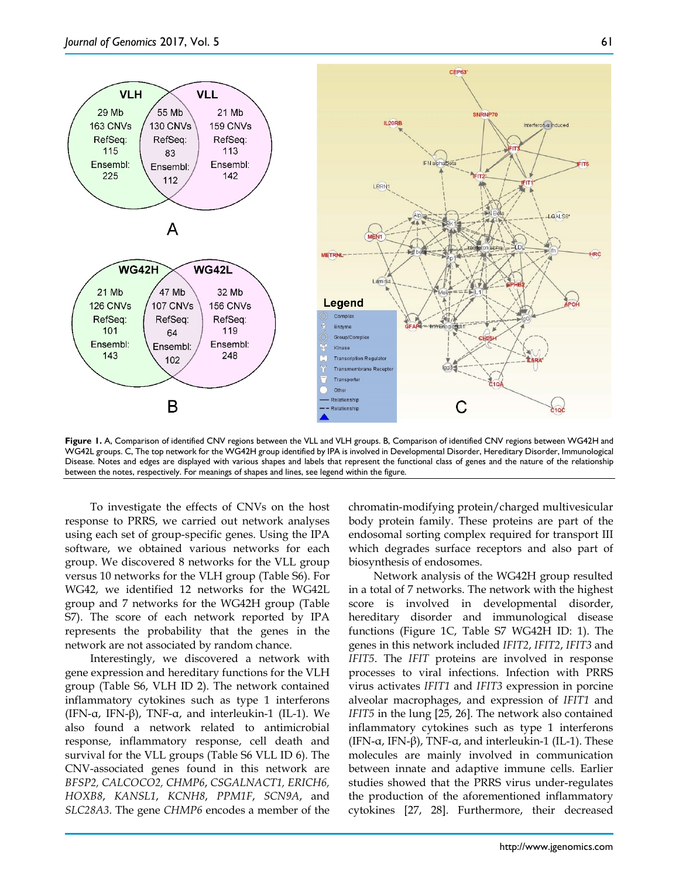**Figure 1.** A, Comparison of identified CNV regions between the VLL and VLH groups. B, Comparison of identified CNV regions between WG42H and WG42L groups. C, The top network for the WG42H group identified by IPA is involved in Developmental Disorder, Hereditary Disorder, Immunological Disease. Notes and edges are displayed with various shapes and labels that represent the functional class of genes and the nature of the relationship between the notes, respectively. For meanings of shapes and lines, see legend within the figure.

To investigate the effects of CNVs on the host response to PRRS, we carried out network analyses using each set of group-specific genes. Using the IPA software, we obtained various networks for each group. We discovered 8 networks for the VLL group versus 10 networks for the VLH group (Table S6). For WG42, we identified 12 networks for the WG42L group and 7 networks for the WG42H group (Table S7). The score of each network reported by IPA represents the probability that the genes in the network are not associated by random chance.

Interestingly, we discovered a network with gene expression and hereditary functions for the VLH group (Table S6, VLH ID 2). The network contained inflammatory cytokines such as type 1 interferons (IFN-α, IFN-β), TNF-α, and interleukin-1 (IL-1). We also found a network related to antimicrobial response, inflammatory response, cell death and survival for the VLL groups (Table S6 VLL ID 6). The CNV-associated genes found in this network are *BFSP2*, *CALCOCO2*, *CHMP6*, *CSGALNACT1*, *ERICH6*, *HOXB8*, *KANSL1*, *KCNH8*, *PPM1F*, *SCN9A*, and *SLC28A3*. The gene *CHMP6* encodes a member of the chromatin-modifying protein/charged multivesicular body protein family. These proteins are part of the endosomal sorting complex required for transport III which degrades surface receptors and also part of biosynthesis of endosomes.

Network analysis of the WG42H group resulted in a total of 7 networks. The network with the highest score is involved in developmental disorder, hereditary disorder and immunological disease functions (Figure 1C, Table S7 WG42H ID: 1). The genes in this network included *IFIT2*, *IFIT2*, *IFIT3* and *IFIT5*. The *IFIT* proteins are involved in response processes to viral infections. Infection with PRRS virus activates *IFIT1* and *IFIT3* expression in porcine alveolar macrophages, and expression of *IFIT1* and *IFIT5* in the lung [25, 26]. The network also contained inflammatory cytokines such as type 1 interferons (IFN-α, IFN-β), TNF-α, and interleukin-1 (IL-1). These molecules are mainly involved in communication between innate and adaptive immune cells. Earlier studies showed that the PRRS virus under-regulates the production of the aforementioned inflammatory cytokines [27, 28]. Furthermore, their decreased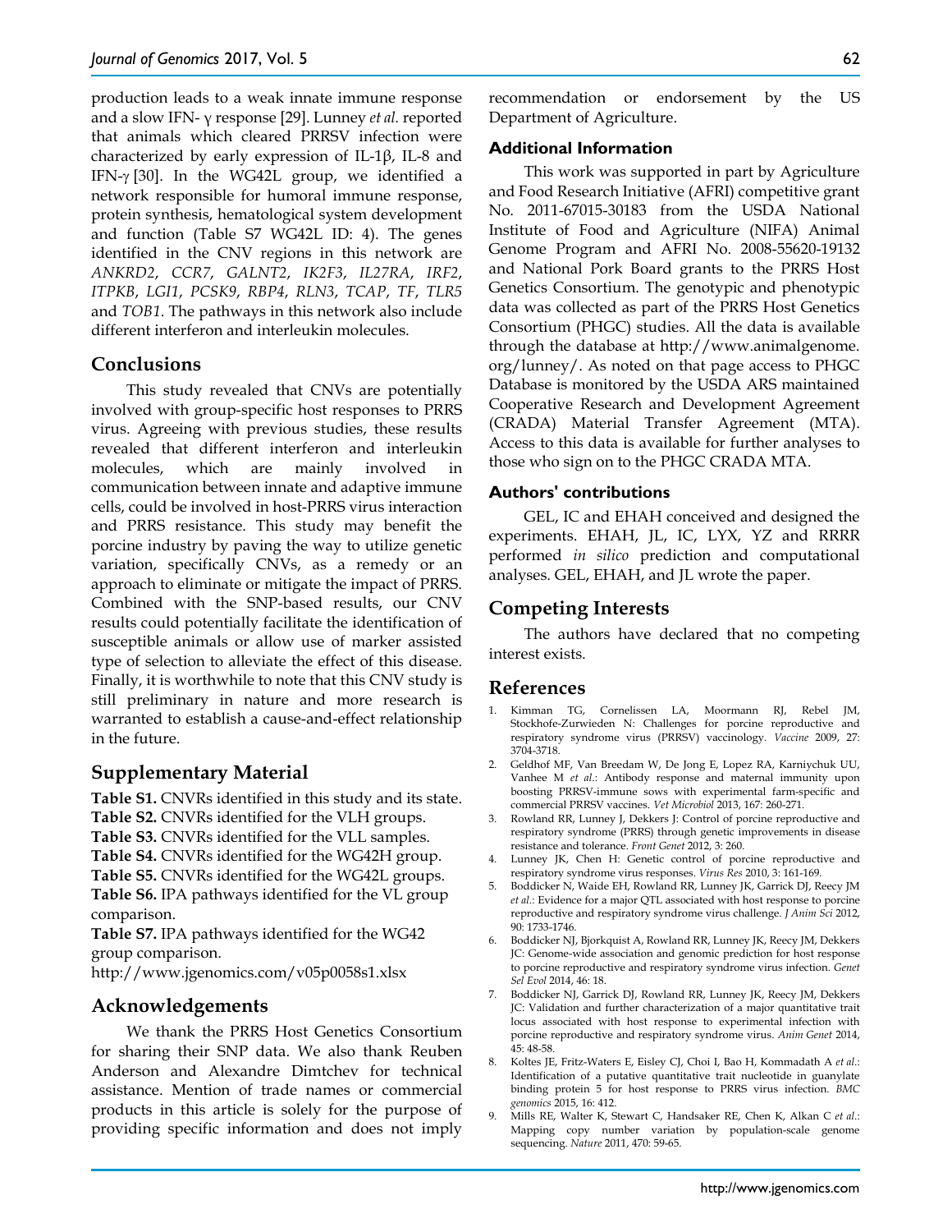production leads to a weak innate immune response and a slow IFN- γ response [29]. Lunney *et al.* reported that animals which cleared PRRSV infection were characterized by early expression of IL-1β, IL-8 and IFN-γ [30]. In the WG42L group, we identified a network responsible for humoral immune response, protein synthesis, hematological system development and function (Table S7 WG42L ID: 4). The genes identified in the CNV regions in this network are *ANKRD2*, *CCR7*, *GALNT2*, *IK2F3*, *IL27RA*, *IRF2*, *ITPKB*, *LGI1*, *PCSK9*, *RBP4*, *RLN3*, *TCAP*, *TF*, *TLR5* and *TOB1*. The pathways in this network also include different interferon and interleukin molecules.

## Conclusions

This study revealed that CNVs are potentially involved with group-specific host responses to PRRS virus. Agreeing with previous studies, these results revealed that different interferon and interleukin molecules, which are mainly involved in communication between innate and adaptive immune cells, could be involved in host-PRRS virus interaction and PRRS resistance. This study may benefit the porcine industry by paving the way to utilize genetic variation, specifically CNVs, as a remedy or an approach to eliminate or mitigate the impact of PRRS. Combined with the SNP-based results, our CNV results could potentially facilitate the identification of susceptible animals or allow use of marker assisted type of selection to alleviate the effect of this disease. Finally, it is worthwhile to note that this CNV study is still preliminary in nature and more research is warranted to establish a cause-and-effect relationship in the future.

## Supplementary Material

**Table S1.** CNVRs identified in this study and its state.
**Table S2.** CNVRs identified for the VLH groups.
**Table S3.** CNVRs identified for the VLL samples.
**Table S4.** CNVRs identified for the WG42H group.
**Table S5.** CNVRs identified for the WG42L groups.
**Table S6.** IPA pathways identified for the VL group comparison.
**Table S7.** IPA pathways identified for the WG42 group comparison.
http://www.jgenomics.com/v05p0058s1.xlsx

## Acknowledgements

We thank the PRRS Host Genetics Consortium for sharing their SNP data. We also thank Reuben Anderson and Alexandre Dimtchev for technical assistance. Mention of trade names or commercial products in this article is solely for the purpose of providing specific information and does not imply recommendation or endorsement by the US Department of Agriculture.

### Additional Information

This work was supported in part by Agriculture and Food Research Initiative (AFRI) competitive grant No. 2011-67015-30183 from the USDA National Institute of Food and Agriculture (NIFA) Animal Genome Program and AFRI No. 2008-55620-19132 and National Pork Board grants to the PRRS Host Genetics Consortium. The genotypic and phenotypic data was collected as part of the PRRS Host Genetics Consortium (PHGC) studies. All the data is available through the database at http://www.animalgenome.org/lunney/. As noted on that page access to PHGC Database is monitored by the USDA ARS maintained Cooperative Research and Development Agreement (CRADA) Material Transfer Agreement (MTA). Access to this data is available for further analyses to those who sign on to the PHGC CRADA MTA.

### Authors' contributions

GEL, IC and EHAH conceived and designed the experiments. EHAH, JL, IC, LYX, YZ and RRRR performed *in silico* prediction and computational analyses. GEL, EHAH, and JL wrote the paper.

## Competing Interests

The authors have declared that no competing interest exists.

## References

1. Kimman TG, Cornelissen LA, Moormann RJ, Rebel JM, Stockhofe-Zurwieden N: Challenges for porcine reproductive and respiratory syndrome virus (PRRSV) vaccinology. *Vaccine* 2009, 27: 3704-3718.
2. Geldhof MF, Van Breedam W, De Jong E, Lopez RA, Karniychuk UU, Vanhee M *et al.*: Antibody response and maternal immunity upon boosting PRRSV-immune sows with experimental farm-specific and commercial PRRSV vaccines. *Vet Microbiol* 2013, 167: 260-271.
3. Rowland RR, Lunney J, Dekkers J: Control of porcine reproductive and respiratory syndrome (PRRS) through genetic improvements in disease resistance and tolerance. *Front Genet* 2012, 3: 260.
4. Lunney JK, Chen H: Genetic control of porcine reproductive and respiratory syndrome virus responses. *Virus Res* 2010, 3: 161-169.
5. Boddicker N, Waide EH, Rowland RR, Lunney JK, Garrick DJ, Reecy JM *et al.*: Evidence for a major QTL associated with host response to porcine reproductive and respiratory syndrome virus challenge. *J Anim Sci* 2012, 90: 1733-1746.
6. Boddicker NJ, Bjorkquist A, Rowland RR, Lunney JK, Reecy JM, Dekkers JC: Genome-wide association and genomic prediction for host response to porcine reproductive and respiratory syndrome virus infection. *Genet Sel Evol* 2014, 46: 18.
7. Boddicker NJ, Garrick DJ, Rowland RR, Lunney JK, Reecy JM, Dekkers JC: Validation and further characterization of a major quantitative trait locus associated with host response to experimental infection with porcine reproductive and respiratory syndrome virus. *Anim Genet* 2014, 45: 48-58.
8. Koltes JE, Fritz-Waters E, Eisley CJ, Choi I, Bao H, Kommadath A *et al.*: Identification of a putative quantitative trait nucleotide in guanylate binding protein 5 for host response to PRRS virus infection. *BMC genomics* 2015, 16: 412.
9. Mills RE, Walter K, Stewart C, Handsaker RE, Chen K, Alkan C *et al.*: Mapping copy number variation by population-scale genome sequencing. *Nature* 2011, 470: 59-65.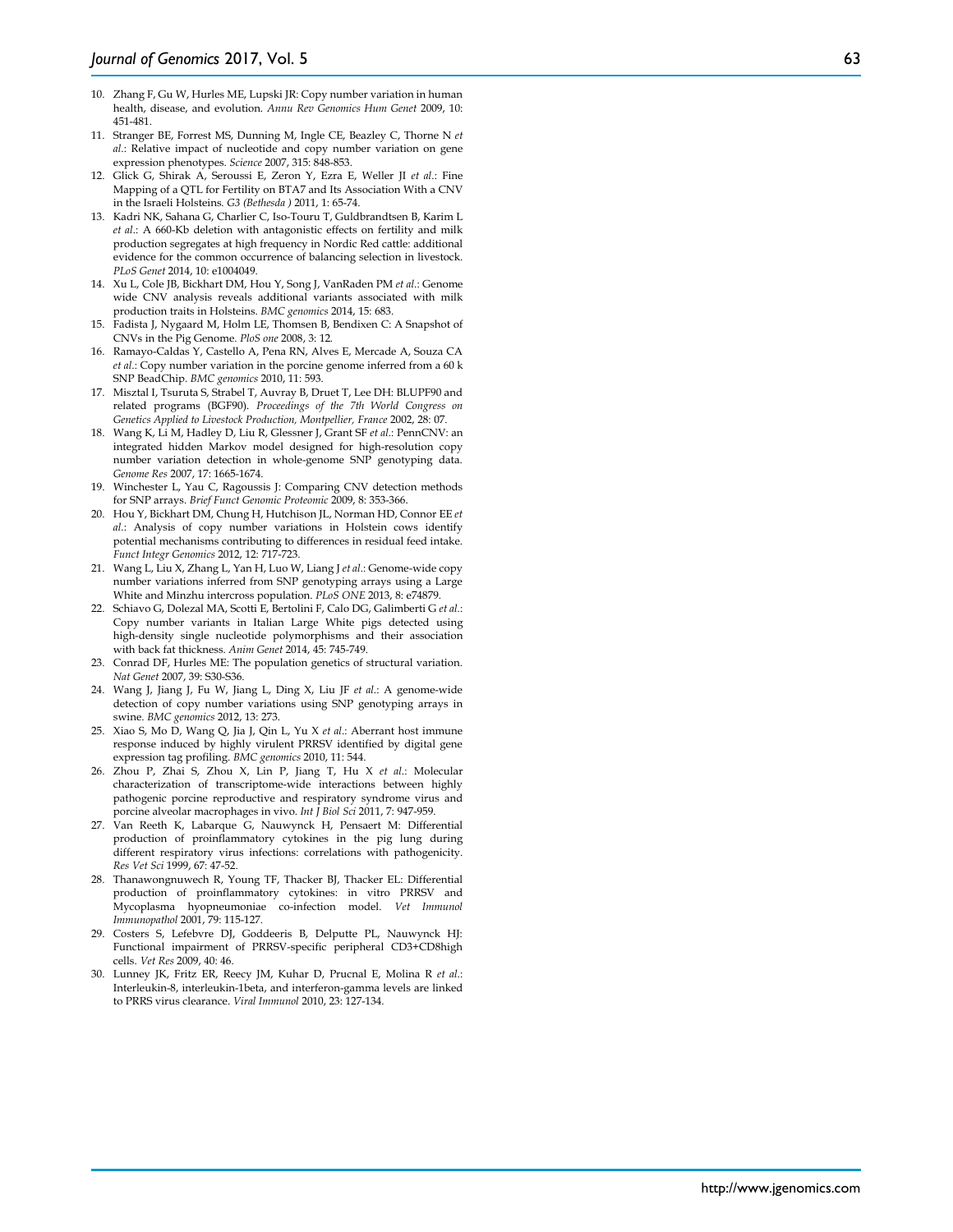10. Zhang F, Gu W, Hurles ME, Lupski JR: Copy number variation in human health, disease, and evolution. *Annu Rev Genomics Hum Genet* 2009, 10: 451-481.
11. Stranger BE, Forrest MS, Dunning M, Ingle CE, Beazley C, Thorne N *et al.*: Relative impact of nucleotide and copy number variation on gene expression phenotypes. *Science* 2007, 315: 848-853.
12. Glick G, Shirak A, Seroussi E, Zeron Y, Ezra E, Weller JI *et al.*: Fine Mapping of a QTL for Fertility on BTA7 and Its Association With a CNV in the Israeli Holsteins. *G3 (Bethesda )* 2011, 1: 65-74.
13. Kadri NK, Sahana G, Charlier C, Iso-Touru T, Guldbrandtsen B, Karim L *et al.*: A 660-Kb deletion with antagonistic effects on fertility and milk production segregates at high frequency in Nordic Red cattle: additional evidence for the common occurrence of balancing selection in livestock. *PLoS Genet* 2014, 10: e1004049.
14. Xu L, Cole JB, Bickhart DM, Hou Y, Song J, VanRaden PM *et al.*: Genome wide CNV analysis reveals additional variants associated with milk production traits in Holsteins. *BMC genomics* 2014, 15: 683.
15. Fadista J, Nygaard M, Holm LE, Thomsen B, Bendixen C: A Snapshot of CNVs in the Pig Genome. *PloS one* 2008, 3: 12.
16. Ramayo-Caldas Y, Castello A, Pena RN, Alves E, Mercade A, Souza CA *et al.*: Copy number variation in the porcine genome inferred from a 60 k SNP BeadChip. *BMC genomics* 2010, 11: 593.
17. Misztal I, Tsuruta S, Strabel T, Auvray B, Druet T, Lee DH: BLUPF90 and related programs (BGF90). *Proceedings of the 7th World Congress on Genetics Applied to Livestock Production, Montpellier, France* 2002, 28: 07.
18. Wang K, Li M, Hadley D, Liu R, Glessner J, Grant SF *et al.*: PennCNV: an integrated hidden Markov model designed for high-resolution copy number variation detection in whole-genome SNP genotyping data. *Genome Res* 2007, 17: 1665-1674.
19. Winchester L, Yau C, Ragoussis J: Comparing CNV detection methods for SNP arrays. *Brief Funct Genomic Proteomic* 2009, 8: 353-366.
20. Hou Y, Bickhart DM, Chung H, Hutchison JL, Norman HD, Connor EE *et al.*: Analysis of copy number variations in Holstein cows identify potential mechanisms contributing to differences in residual feed intake. *Funct Integr Genomics* 2012, 12: 717-723.
21. Wang L, Liu X, Zhang L, Yan H, Luo W, Liang J *et al.*: Genome-wide copy number variations inferred from SNP genotyping arrays using a Large White and Minzhu intercross population. *PLoS ONE* 2013, 8: e74879.
22. Schiavo G, Dolezal MA, Scotti E, Bertolini F, Calo DG, Galimberti G *et al.*: Copy number variants in Italian Large White pigs detected using high-density single nucleotide polymorphisms and their association with back fat thickness. *Anim Genet* 2014, 45: 745-749.
23. Conrad DF, Hurles ME: The population genetics of structural variation. *Nat Genet* 2007, 39: S30-S36.
24. Wang J, Jiang J, Fu W, Jiang L, Ding X, Liu JF *et al.*: A genome-wide detection of copy number variations using SNP genotyping arrays in swine. *BMC genomics* 2012, 13: 273.
25. Xiao S, Mo D, Wang Q, Jia J, Qin L, Yu X *et al.*: Aberrant host immune response induced by highly virulent PRRSV identified by digital gene expression tag profiling. *BMC genomics* 2010, 11: 544.
26. Zhou P, Zhai S, Zhou X, Lin P, Jiang T, Hu X *et al.*: Molecular characterization of transcriptome-wide interactions between highly pathogenic porcine reproductive and respiratory syndrome virus and porcine alveolar macrophages in vivo. *Int J Biol Sci* 2011, 7: 947-959.
27. Van Reeth K, Labarque G, Nauwynck H, Pensaert M: Differential production of proinflammatory cytokines in the pig lung during different respiratory virus infections: correlations with pathogenicity. *Res Vet Sci* 1999, 67: 47-52.
28. Thanawongnuwech R, Young TF, Thacker BJ, Thacker EL: Differential production of proinflammatory cytokines: in vitro PRRSV and Mycoplasma hyopneumoniae co-infection model. *Vet Immunol Immunopathol* 2001, 79: 115-127.
29. Costers S, Lefebvre DJ, Goddeeris B, Delputte PL, Nauwynck HJ: Functional impairment of PRRSV-specific peripheral CD3+CD8high cells. *Vet Res* 2009, 40: 46.
30. Lunney JK, Fritz ER, Reecy JM, Kuhar D, Prucnal E, Molina R *et al.*: Interleukin-8, interleukin-1beta, and interferon-gamma levels are linked to PRRS virus clearance. *Viral Immunol* 2010, 23: 127-134.